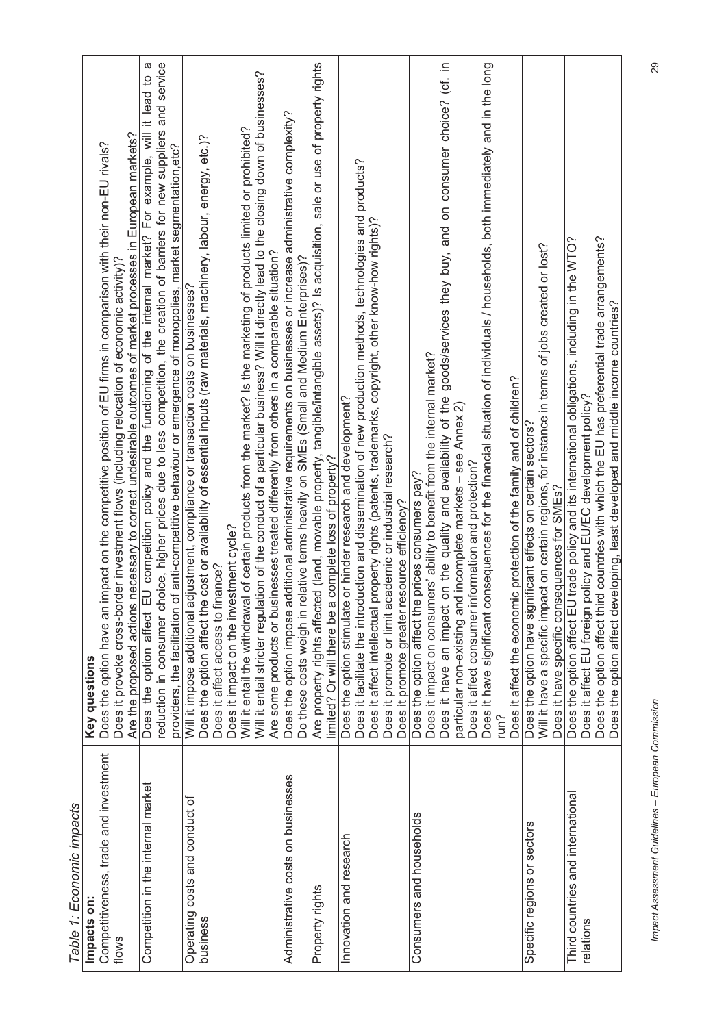*Table 1: Economic impacts*

| Impacts on: | Key questions |
|---|---|
| Competitiveness, trade and investment flows | Does the option have an impact on the competitive position of EU firms in comparison with their non-EU rivals?<br>Does it provoke cross-border investment flows (including relocation of economic activity)?<br>Are the proposed actions necessary to correct undesirable outcomes of market processes in European markets? |
| Competition in the internal market | Does the option affect EU competition policy and the functioning of the internal market? For example, will it lead to a reduction in consumer choice, higher prices due to less competition, the creation of barriers for new suppliers and service providers, the facilitation of anti-competitive behaviour or emergence of monopolies, market segmentation,etc? |
| Operating costs and conduct of business | Will it impose additional adjustment, compliance or transaction costs on businesses?<br>Does the option affect the cost or availability of essential inputs (raw materials, machinery, labour, energy, etc.)?<br>Does it affect access to finance?<br>Does it impact on the investment cycle?<br>Will it entail the withdrawal of certain products from the market? Is the marketing of products limited or prohibited?<br>Will it entail stricter regulation of the conduct of a particular business? Will it directly lead to the closing down of businesses?<br>Are some products or businesses treated differently from others in a comparable situation? |
| Administrative costs on businesses | Does the option impose additional administrative requirements on businesses or increase administrative complexity?<br>Do these costs weigh in relative terms heavily on SMEs (Small and Medium Enterprises)? |
| Property rights | Are property rights affected (land, movable property, tangible/intangible assets)? Is acquisition, sale or use of property rights limited? Or will there be a complete loss of property? |
| Innovation and research | Does the option stimulate or hinder research and development?<br>Does it facilitate the introduction and dissemination of new production methods, technologies and products?<br>Does it affect intellectual property rights (patents, trademarks, copyright, other know-how rights)?<br>Does it promote or limit academic or industrial research?<br>Does it promote greater resource efficiency? |
| Consumers and households | Does the option affect the prices consumers pay?<br>Does it impact on consumers' ability to benefit from the internal market?<br>Does it have an impact on the quality and availability of the goods/services they buy, and on consumer choice? (cf. in particular non-existing and incomplete markets – see Annex 2)<br>Does it affect consumer information and protection?<br>Does it have significant consequences for the financial situation of individuals / households, both immediately and in the long run?<br>Does it affect the economic protection of the family and of children? |
| Specific regions or sectors | Does the option have significant effects on certain sectors?<br>Will it have a specific impact on certain regions, for instance in terms of jobs created or lost?<br>Does it have specific consequences for SMEs? |
| Third countries and international relations | Does the option affect EU trade policy and its international obligations, including in the WTO?<br>Does it affect EU foreign policy and EU/EC development policy?<br>Does the option affect third countries with which the EU has preferential trade arrangements?<br>Does the option affect developing, least developed and middle income countries? |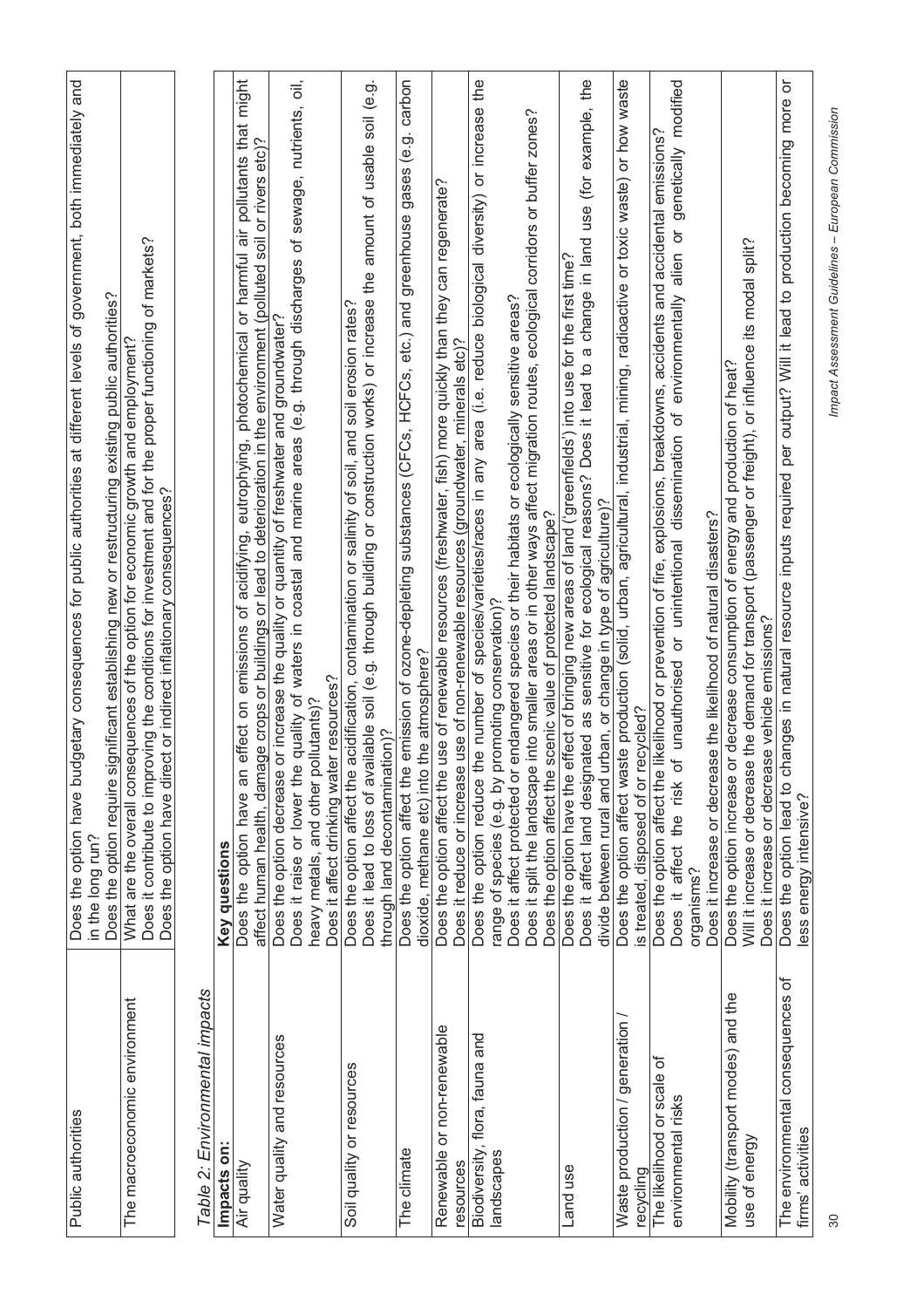| | |
|---|---|
| Public authorities | Does the option have budgetary consequences for public authorities at different levels of government, both immediately and in the long run?<br>Does the option require significant establishing new or restructuring existing public authorities? |
| The macroeconomic environment | What are the overall consequences of the option for economic growth and employment?<br>Does it contribute to improving the conditions for investment and for the proper functioning of markets?<br>Does the option have direct or indirect inflationary consequences? |

*Table 2: Environmental impacts*

| Impacts on: | Key questions |
|---|---|
| Air quality | Does the option have an effect on emissions of acidifying, eutrophying, photochemical or harmful air pollutants that might affect human health, damage crops or buildings or lead to deterioration in the environment (polluted soil or rivers etc)? |
| Water quality and resources | Does the option decrease or increase the quality or quantity of freshwater and groundwater?<br>Does it raise or lower the quality of waters in coastal and marine areas (e.g. through discharges of sewage, nutrients, oil, heavy metals, and other pollutants)?<br>Does it affect drinking water resources? |
| Soil quality or resources | Does the option affect the acidification, contamination or salinity of soil, and soil erosion rates?<br>Does it lead to loss of available soil (e.g. through building or construction works) or increase the amount of usable soil (e.g. through land decontamination)? |
| The climate | Does the option affect the emission of ozone-depleting substances (CFCs, HCFCs, etc.) and greenhouse gases (e.g. carbon dioxide, methane etc) into the atmosphere? |
| Renewable or non-renewable resources | Does the option affect the use of renewable resources (freshwater, fish) more quickly than they can regenerate?<br>Does it reduce or increase use of non-renewable resources (groundwater, minerals etc)? |
| Biodiversity, flora, fauna and landscapes | Does the option reduce the number of species/varieties/races in any area (i.e. reduce biological diversity) or increase the range of species (e.g. by promoting conservation)?<br>Does it affect protected or endangered species or their habitats or ecologically sensitive areas?<br>Does it split the landscape into smaller areas or in other ways affect migration routes, ecological corridors or buffer zones?<br>Does the option affect the scenic value of protected landscape? |
| Land use | Does the option have the effect of bringing new areas of land ('greenfields') into use for the first time?<br>Does it affect land designated as sensitive for ecological reasons? Does it lead to a change in land use (for example, the divide between rural and urban, or change in type of agriculture)? |
| Waste production / generation / recycling | Does the option affect waste production (solid, urban, agricultural, industrial, mining, radioactive or toxic waste) or how waste is treated, disposed of or recycled? |
| The likelihood or scale of environmental risks | Does the option affect the likelihood or prevention of fire, explosions, breakdowns, accidents and accidental emissions?<br>Does it affect the risk of unauthorised or unintentional dissemination of environmentally alien or genetically modified organisms?<br>Does it increase or decrease the likelihood of natural disasters? |
| Mobility (transport modes) and the use of energy | Does the option increase or decrease consumption of energy and production of heat?<br>Will it increase or decrease the demand for transport (passenger or freight), or influence its modal split?<br>Does it increase or decrease vehicle emissions? |
| The environmental consequences of firms' activities | Does the option lead to changes in natural resource inputs required per output? Will it lead to production becoming more or less energy intensive? |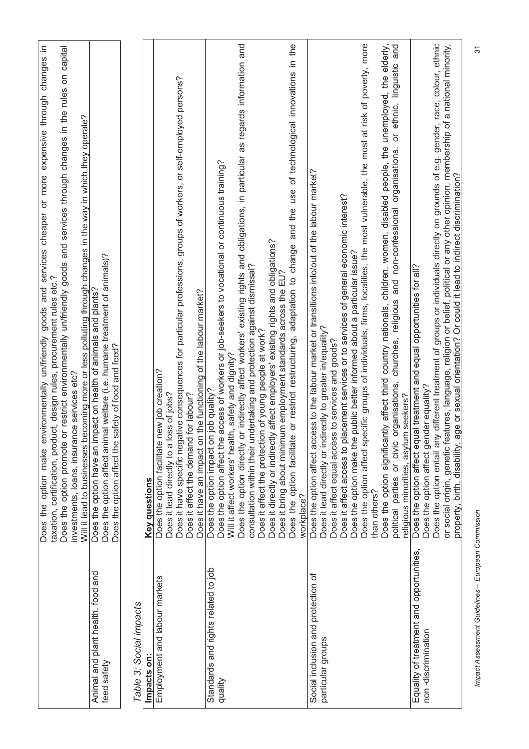| | |
|---|---|
| | Does the option make environmentally un/friendly goods and services cheaper or more expensive through changes in taxation, certification, product, design rules, procurement rules etc.?<br>Does the option promote or restrict environmentally un/friendly goods and services through changes in the rules on capital investments, loans, insurance services etc?<br>Will it lead to businesses becoming more or less polluting through changes in the way in which they operate? |
| Animal and plant health, food and feed safety | Does the option have an impact on health of animals and plants?<br>Does the option affect animal welfare (i.e. humane treatment of animals)?<br>Does the option affect the safety of food and feed? |

*Table 3: Social impacts*

| Impacts on: | Key questions |
|---|---|
| Employment and labour markets | Does the option facilitate new job creation?<br>Does it lead directly to a loss of jobs?<br>Does it have specific negative consequences for particular professions, groups of workers, or self-employed persons?<br>Does it affect the demand for labour?<br>Does it have an impact on the functioning of the labour market? |
| Standards and rights related to job quality | Does the option impact on job quality?<br>Does the option affect the access of workers or job-seekers to vocational or continuous training?<br>Will it affect workers' health, safety and dignity?<br>Does the option directly or indirectly affect workers' existing rights and obligations, in particular as regards information and consultation within their undertaking and protection against dismissal?<br>Does it affect the protection of young people at work?<br>Does it directly or indirectly affect employers' existing rights and obligations?<br>Does it bring about minimum employment standards across the EU?<br>Does the option facilitate or restrict restructuring, adaptation to change and the use of technological innovations in the workplace? |
| Social inclusion and protection of particular groups | Does the option affect access to the labour market or transitions into/out of the labour market?<br>Does it lead directly or indirectly to greater in/equality?<br>Does it affect equal access to services and goods?<br>Does it affect access to placement services or to services of general economic interest?<br>Does the option make the public better informed about a particular issue?<br>Does the option affect specific groups of individuals, firms, localities, the most vulnerable, the most at risk of poverty, more than others?<br>Does the option significantly affect third country nationals, children, women, disabled people, the unemployed, the elderly, political parties or civic organisations, churches, religious and non-confessional organisations, or ethnic, linguistic and religious minorities, asylum seekers? |
| Equality of treatment and opportunities, non-discrimination | Does the option affect equal treatment and equal opportunities for all?<br>Does the option affect gender equality?<br>Does the option entail any different treatment of groups or individuals directly on grounds of e.g. gender, race, colour, ethnic or social origin, genetic features, language, religion or belief, political or any other opinion, membership of a national minority, property, birth, disability, age or sexual orientation? Or could it lead to indirect discrimination? |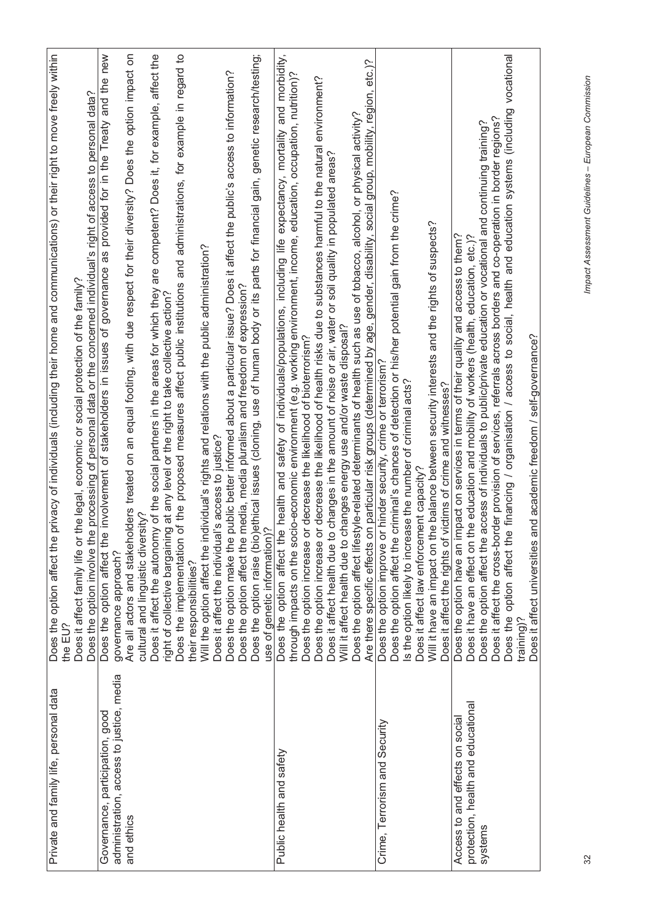| | |
|---|---|
| Private and family life, personal data | Does the option affect the privacy of individuals (including their home and communications) or their right to move freely within the EU?<br>Does it affect family life or the legal, economic or social protection of the family?<br>Does the option involve the processing of personal data or the concerned individual's right of access to personal data? |
| Governance, participation, good administration, access to justice, media and ethics | Does the option affect the involvement of stakeholders in issues of governance as provided for in the Treaty and the new governance approach?<br>Are all actors and stakeholders treated on an equal footing, with due respect for their diversity? Does the option impact on cultural and linguistic diversity?<br>Does it affect the autonomy of the social partners in the areas for which they are competent? Does it, for example, affect the right of collective bargaining at any level or the right to take collective action?<br>Does the implementation of the proposed measures affect public institutions and administrations, for example in regard to their responsibilities?<br>Will the option affect the individual's rights and relations with the public administration?<br>Does it affect the individual's access to justice?<br>Does the option make the public better informed about a particular issue? Does it affect the public's access to information?<br>Does the option affect the media, media pluralism and freedom of expression?<br>Does the option raise (bio)ethical issues (cloning, use of human body or its parts for financial gain, genetic research/testing, use of genetic information)? |
| Public health and safety | Does the option affect the health and safety of individuals/populations, including life expectancy, mortality and morbidity, through impacts on the socio-economic environment (e.g. working environment, income, education, occupation, nutrition)?<br>Does the option increase or decrease the likelihood of bioterrorism?<br>Does the option increase or decrease the likelihood of health risks due to substances harmful to the natural environment?<br>Does it affect health due to changes in the amount of noise or air, water or soil quality in populated areas?<br>Will it affect health due to changes energy use and/or waste disposal?<br>Does the option affect lifestyle-related determinants of health such as use of tobacco, alcohol, or physical activity?<br>Are there specific effects on particular risk groups (determined by age, gender, disability, social group, mobility, region, etc.)? |
| Crime, Terrorism and Security | Does the option improve or hinder security, crime or terrorism?<br>Does the option affect the criminal's chances of detection or his/her potential gain from the crime?<br>Is the option likely to increase the number of criminal acts?<br>Does it affect law enforcement capacity?<br>Will it have an impact on the balance between security interests and the rights of suspects?<br>Does it affect the rights of victims of crime and witnesses? |
| Access to and effects on social protection, health and educational systems | Does the option have an impact on services in terms of their quality and access to them?<br>Does it have an effect on the education and mobility of workers (health, education, etc.)?<br>Does the option affect the access of individuals to public/private education or vocational and continuing training?<br>Does it affect the cross-border provision of services, referrals across borders and co-operation in border regions?<br>Does the option affect the financing / organisation / access to social, health and education systems (including vocational training)?<br>Does it affect universities and academic freedom / self-governance? |